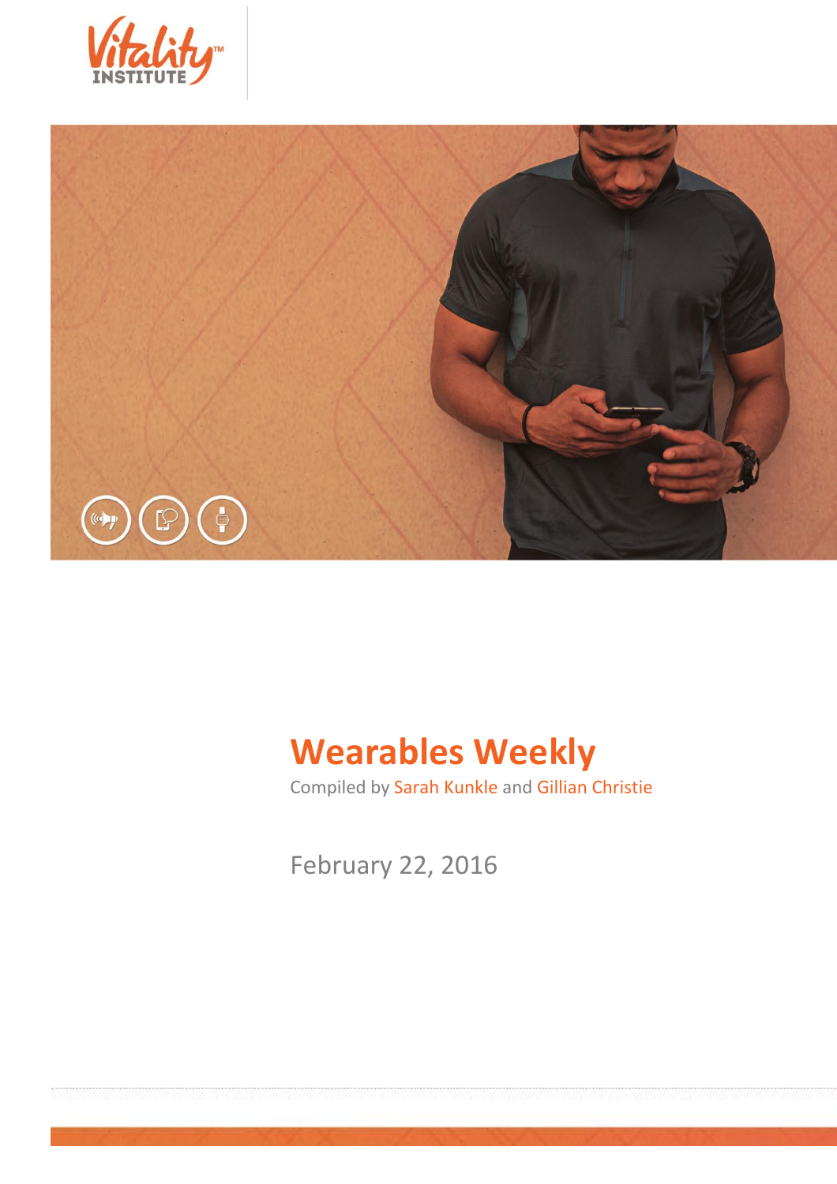Vitality™ INSTITUTE

# Wearables Weekly

Compiled by Sarah Kunkle and Gillian Christie

February 22, 2016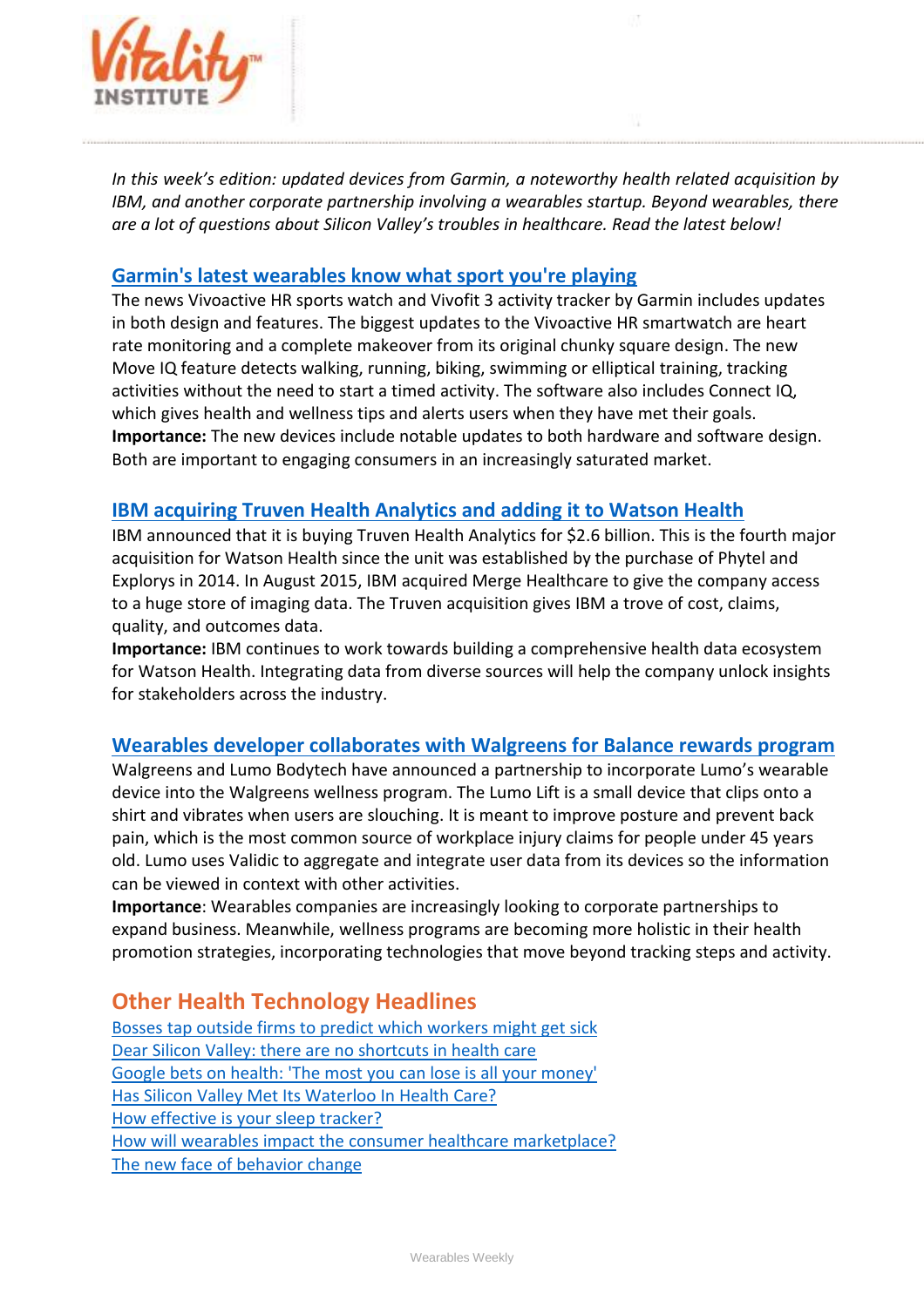*In this week's edition: updated devices from Garmin, a noteworthy health related acquisition by IBM, and another corporate partnership involving a wearables startup. Beyond wearables, there are a lot of questions about Silicon Valley's troubles in healthcare. Read the latest below!*

## Garmin's latest wearables know what sport you're playing

The news Vivoactive HR sports watch and Vivofit 3 activity tracker by Garmin includes updates in both design and features. The biggest updates to the Vivoactive HR smartwatch are heart rate monitoring and a complete makeover from its original chunky square design. The new Move IQ feature detects walking, running, biking, swimming or elliptical training, tracking activities without the need to start a timed activity. The software also includes Connect IQ, which gives health and wellness tips and alerts users when they have met their goals.
**Importance:** The new devices include notable updates to both hardware and software design. Both are important to engaging consumers in an increasingly saturated market.

## IBM acquiring Truven Health Analytics and adding it to Watson Health

IBM announced that it is buying Truven Health Analytics for $2.6 billion. This is the fourth major acquisition for Watson Health since the unit was established by the purchase of Phytel and Explorys in 2014. In August 2015, IBM acquired Merge Healthcare to give the company access to a huge store of imaging data. The Truven acquisition gives IBM a trove of cost, claims, quality, and outcomes data.
**Importance:** IBM continues to work towards building a comprehensive health data ecosystem for Watson Health. Integrating data from diverse sources will help the company unlock insights for stakeholders across the industry.

## Wearables developer collaborates with Walgreens for Balance rewards program

Walgreens and Lumo Bodytech have announced a partnership to incorporate Lumo's wearable device into the Walgreens wellness program. The Lumo Lift is a small device that clips onto a shirt and vibrates when users are slouching. It is meant to improve posture and prevent back pain, which is the most common source of workplace injury claims for people under 45 years old. Lumo uses Validic to aggregate and integrate user data from its devices so the information can be viewed in context with other activities.
**Importance**: Wearables companies are increasingly looking to corporate partnerships to expand business. Meanwhile, wellness programs are becoming more holistic in their health promotion strategies, incorporating technologies that move beyond tracking steps and activity.

## Other Health Technology Headlines

Bosses tap outside firms to predict which workers might get sick
Dear Silicon Valley: there are no shortcuts in health care
Google bets on health: 'The most you can lose is all your money'
Has Silicon Valley Met Its Waterloo In Health Care?
How effective is your sleep tracker?
How will wearables impact the consumer healthcare marketplace?
The new face of behavior change